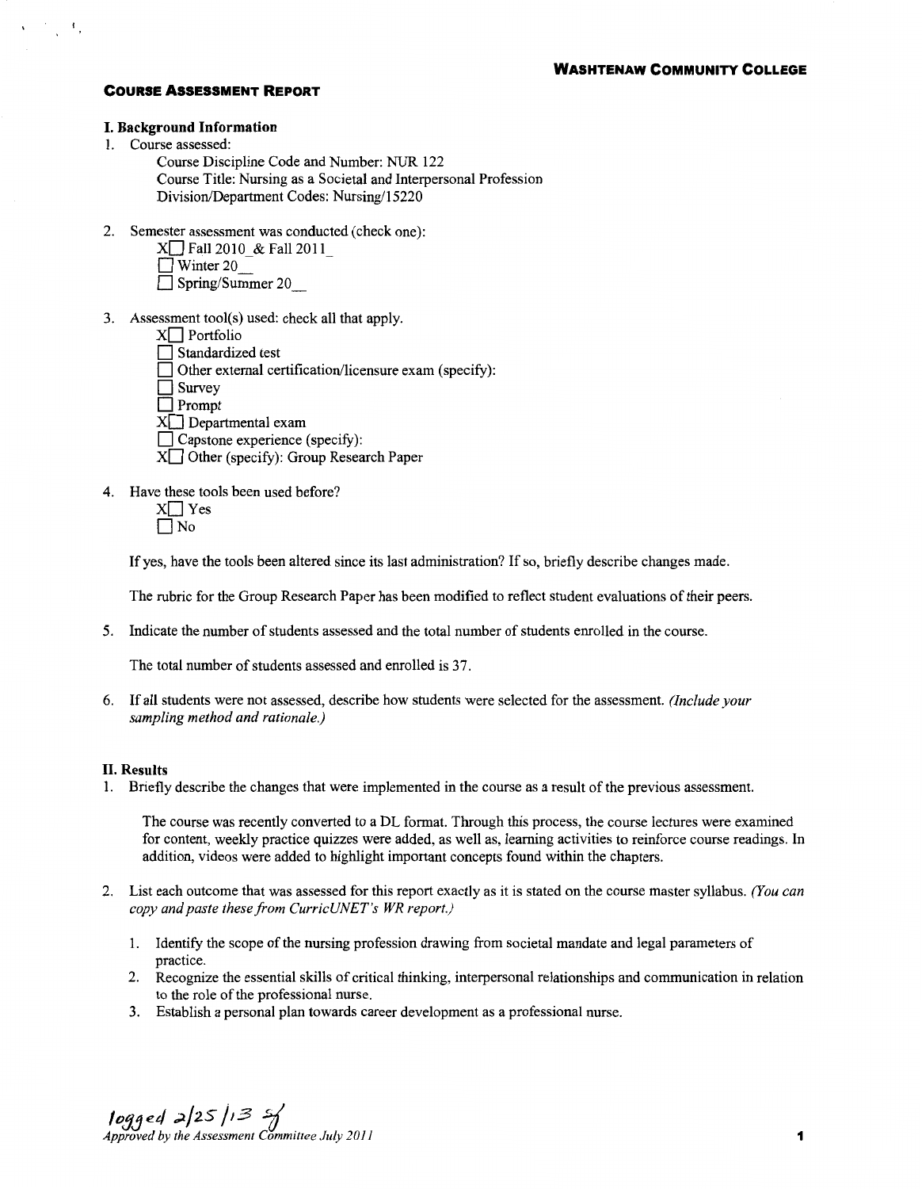**WASHTENAW COMMUNITY COLLEGE**

## COURSE ASSESSMENT REPORT

### I. Background Information

1. Course assessed:

   Course Discipline Code and Number: NUR 122
   Course Title: Nursing as a Societal and Interpersonal Profession
   Division/Department Codes: Nursing/15220

2. Semester assessment was conducted (check one):

   - X☐ Fall 2010_& Fall 2011_
   - ☐ Winter 20__
   - ☐ Spring/Summer 20__

3. Assessment tool(s) used: check all that apply.

   - X☐ Portfolio
   - ☐ Standardized test
   - ☐ Other external certification/licensure exam (specify):
   - ☐ Survey
   - ☐ Prompt
   - X☐ Departmental exam
   - ☐ Capstone experience (specify):
   - X☐ Other (specify): Group Research Paper

4. Have these tools been used before?

   - X☐ Yes
   - ☐ No

   If yes, have the tools been altered since its last administration? If so, briefly describe changes made.

   The rubric for the Group Research Paper has been modified to reflect student evaluations of their peers.

5. Indicate the number of students assessed and the total number of students enrolled in the course.

   The total number of students assessed and enrolled is 37.

6. If all students were not assessed, describe how students were selected for the assessment. *(Include your sampling method and rationale.)*

### II. Results

1. Briefly describe the changes that were implemented in the course as a result of the previous assessment.

   The course was recently converted to a DL format. Through this process, the course lectures were examined for content, weekly practice quizzes were added, as well as, learning activities to reinforce course readings. In addition, videos were added to highlight important concepts found within the chapters.

2. List each outcome that was assessed for this report exactly as it is stated on the course master syllabus. *(You can copy and paste these from CurricUNET's WR report.)*

   1. Identify the scope of the nursing profession drawing from societal mandate and legal parameters of practice.
   2. Recognize the essential skills of critical thinking, interpersonal relationships and communication in relation to the role of the professional nurse.
   3. Establish a personal plan towards career development as a professional nurse.

*logged 2/25/13 sf*
*Approved by the Assessment Committee July 2011*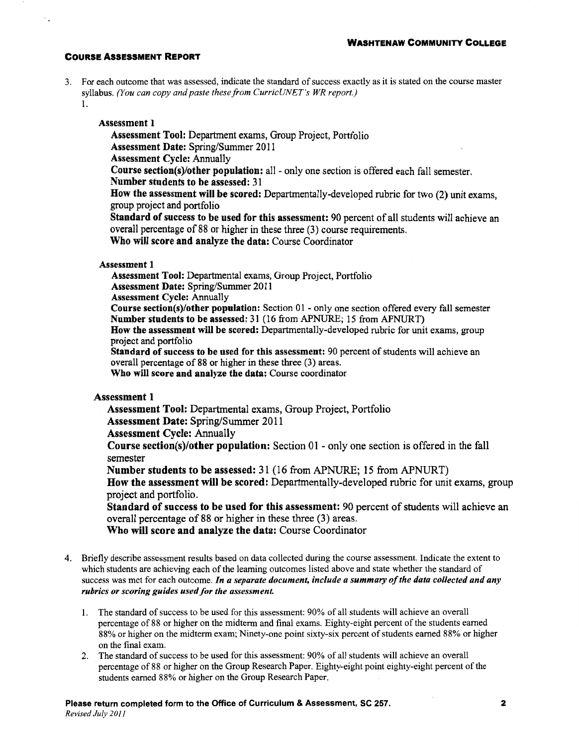**COURSE ASSESSMENT REPORT**

3. For each outcome that was assessed, indicate the standard of success exactly as it is stated on the course master syllabus. *(You can copy and paste these from CurricUNET's WR report.)*

1.

**Assessment 1**

**Assessment Tool:** Department exams, Group Project, Portfolio
**Assessment Date:** Spring/Summer 2011
**Assessment Cycle:** Annually
**Course section(s)/other population:** all - only one section is offered each fall semester.
**Number students to be assessed:** 31
**How the assessment will be scored:** Departmentally-developed rubric for two (2) unit exams, group project and portfolio
**Standard of success to be used for this assessment:** 90 percent of all students will achieve an overall percentage of 88 or higher in these three (3) course requirements.
**Who will score and analyze the data:** Course Coordinator

**Assessment 1**

**Assessment Tool:** Departmental exams, Group Project, Portfolio
**Assessment Date:** Spring/Summer 2011
**Assessment Cycle:** Annually
**Course section(s)/other population:** Section 01 - only one section offered every fall semester
**Number students to be assessed:** 31 (16 from APNURE; 15 from APNURT)
**How the assessment will be scored:** Departmentally-developed rubric for unit exams, group project and portfolio
**Standard of success to be used for this assessment:** 90 percent of students will achieve an overall percentage of 88 or higher in these three (3) areas.
**Who will score and analyze the data:** Course coordinator

**Assessment 1**

**Assessment Tool:** Departmental exams, Group Project, Portfolio
**Assessment Date:** Spring/Summer 2011
**Assessment Cycle:** Annually
**Course section(s)/other population:** Section 01 - only one section is offered in the fall semester
**Number students to be assessed:** 31 (16 from APNURE; 15 from APNURT)
**How the assessment will be scored:** Departmentally-developed rubric for unit exams, group project and portfolio.
**Standard of success to be used for this assessment:** 90 percent of students will achieve an overall percentage of 88 or higher in these three (3) areas.
**Who will score and analyze the data:** Course Coordinator

4. Briefly describe assessment results based on data collected during the course assessment. Indicate the extent to which students are achieving each of the learning outcomes listed above and state whether the standard of success was met for each outcome. ***In a separate document, include a summary of the data collected and any rubrics or scoring guides used for the assessment.***

   1. The standard of success to be used for this assessment: 90% of all students will achieve an overall percentage of 88 or higher on the midterm and final exams. Eighty-eight percent of the students earned 88% or higher on the midterm exam; Ninety-one point sixty-six percent of students earned 88% or higher on the final exam.
   2. The standard of success to be used for this assessment: 90% of all students will achieve an overall percentage of 88 or higher on the Group Research Paper. Eighty-eight point eighty-eight percent of the students earned 88% or higher on the Group Research Paper.

**Please return completed form to the Office of Curriculum & Assessment, SC 257.**
*Revised July 2011*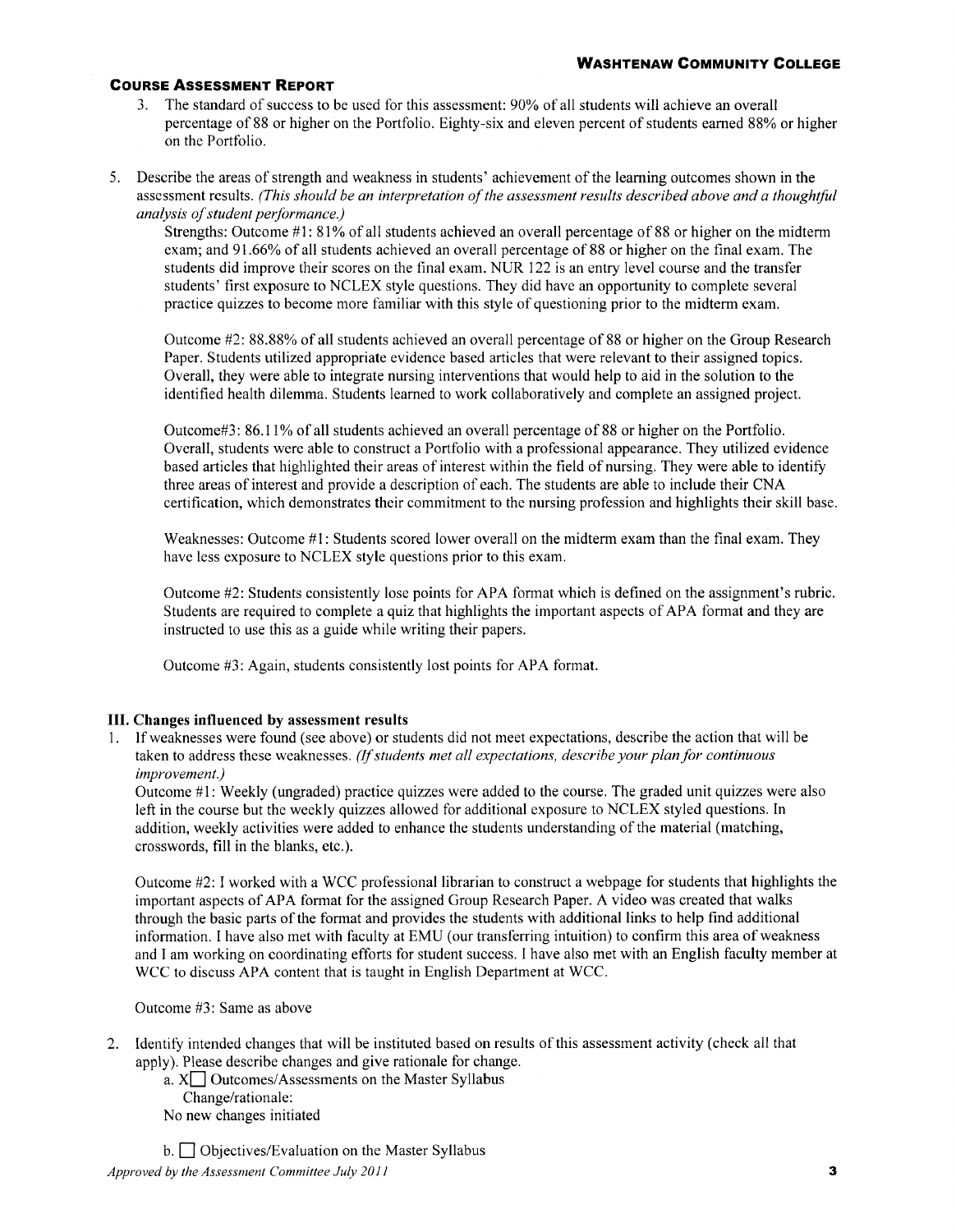## COURSE ASSESSMENT REPORT

3. The standard of success to be used for this assessment: 90% of all students will achieve an overall percentage of 88 or higher on the Portfolio. Eighty-six and eleven percent of students earned 88% or higher on the Portfolio.

5. Describe the areas of strength and weakness in students' achievement of the learning outcomes shown in the assessment results. *(This should be an interpretation of the assessment results described above and a thoughtful analysis of student performance.)*

   Strengths: Outcome #1: 81% of all students achieved an overall percentage of 88 or higher on the midterm exam; and 91.66% of all students achieved an overall percentage of 88 or higher on the final exam. The students did improve their scores on the final exam. NUR 122 is an entry level course and the transfer students' first exposure to NCLEX style questions. They did have an opportunity to complete several practice quizzes to become more familiar with this style of questioning prior to the midterm exam.

   Outcome #2: 88.88% of all students achieved an overall percentage of 88 or higher on the Group Research Paper. Students utilized appropriate evidence based articles that were relevant to their assigned topics. Overall, they were able to integrate nursing interventions that would help to aid in the solution to the identified health dilemma. Students learned to work collaboratively and complete an assigned project.

   Outcome#3: 86.11% of all students achieved an overall percentage of 88 or higher on the Portfolio. Overall, students were able to construct a Portfolio with a professional appearance. They utilized evidence based articles that highlighted their areas of interest within the field of nursing. They were able to identify three areas of interest and provide a description of each. The students are able to include their CNA certification, which demonstrates their commitment to the nursing profession and highlights their skill base.

   Weaknesses: Outcome #1: Students scored lower overall on the midterm exam than the final exam. They have less exposure to NCLEX style questions prior to this exam.

   Outcome #2: Students consistently lose points for APA format which is defined on the assignment's rubric. Students are required to complete a quiz that highlights the important aspects of APA format and they are instructed to use this as a guide while writing their papers.

   Outcome #3: Again, students consistently lost points for APA format.

### III. Changes influenced by assessment results

1. If weaknesses were found (see above) or students did not meet expectations, describe the action that will be taken to address these weaknesses. *(If students met all expectations, describe your plan for continuous improvement.)*

   Outcome #1: Weekly (ungraded) practice quizzes were added to the course. The graded unit quizzes were also left in the course but the weekly quizzes allowed for additional exposure to NCLEX styled questions. In addition, weekly activities were added to enhance the students understanding of the material (matching, crosswords, fill in the blanks, etc.).

   Outcome #2: I worked with a WCC professional librarian to construct a webpage for students that highlights the important aspects of APA format for the assigned Group Research Paper. A video was created that walks through the basic parts of the format and provides the students with additional links to help find additional information. I have also met with faculty at EMU (our transferring intuition) to confirm this area of weakness and I am working on coordinating efforts for student success. I have also met with an English faculty member at WCC to discuss APA content that is taught in English Department at WCC.

   Outcome #3: Same as above

2. Identify intended changes that will be instituted based on results of this assessment activity (check all that apply). Please describe changes and give rationale for change.

   a. X☐ Outcomes/Assessments on the Master Syllabus
      Change/rationale:
   No new changes initiated

   b. ☐ Objectives/Evaluation on the Master Syllabus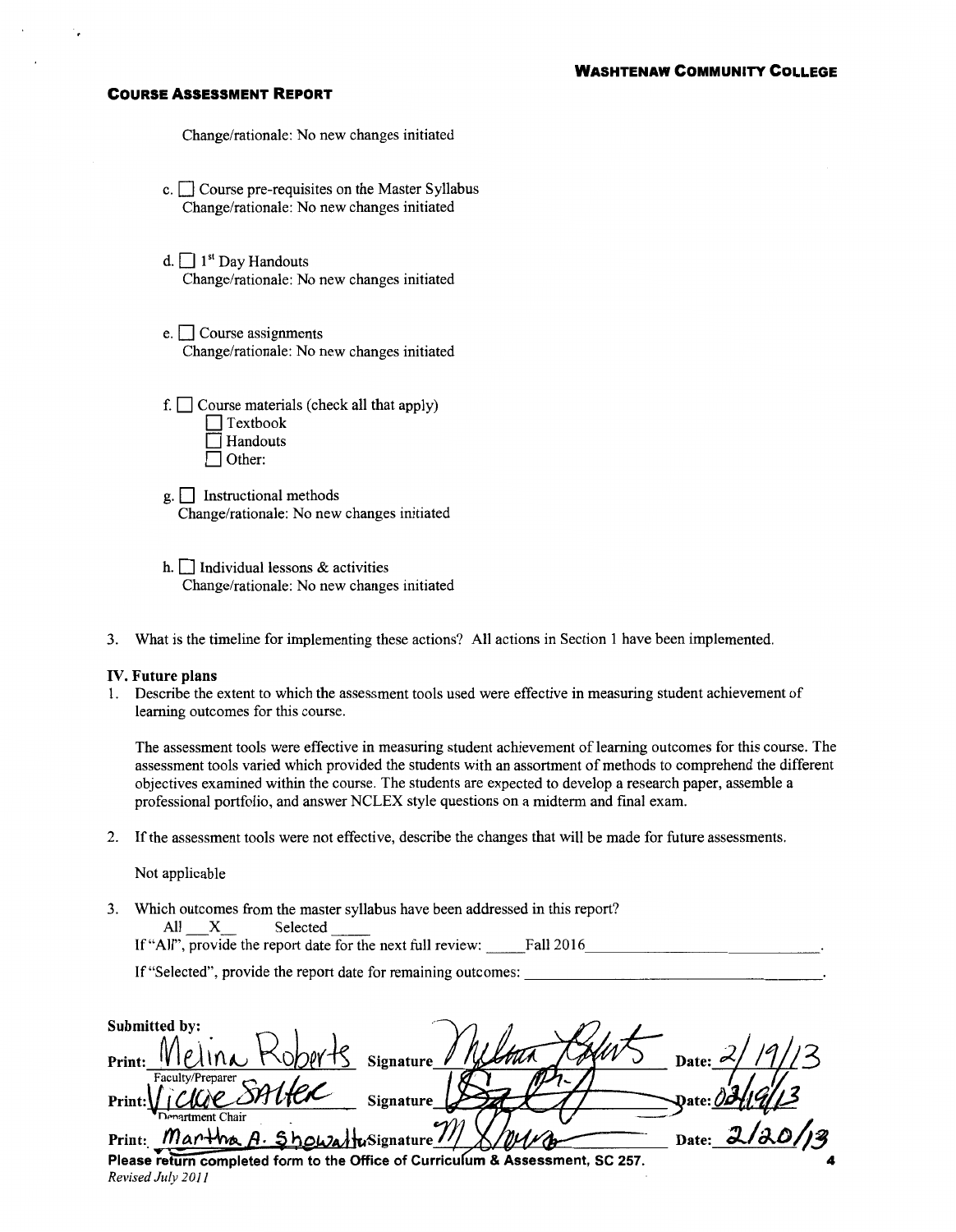Change/rationale: No new changes initiated

c. ☐ Course pre-requisites on the Master Syllabus
Change/rationale: No new changes initiated

d. ☐ 1st Day Handouts
Change/rationale: No new changes initiated

e. ☐ Course assignments
Change/rationale: No new changes initiated

f. ☐ Course materials (check all that apply)
☐ Textbook
☐ Handouts
☐ Other:

g. ☐ Instructional methods
Change/rationale: No new changes initiated

h. ☐ Individual lessons & activities
Change/rationale: No new changes initiated

3. What is the timeline for implementing these actions? All actions in Section 1 have been implemented.

**IV. Future plans**

1. Describe the extent to which the assessment tools used were effective in measuring student achievement of learning outcomes for this course.

   The assessment tools were effective in measuring student achievement of learning outcomes for this course. The assessment tools varied which provided the students with an assortment of methods to comprehend the different objectives examined within the course. The students are expected to develop a research paper, assemble a professional portfolio, and answer NCLEX style questions on a midterm and final exam.

2. If the assessment tools were not effective, describe the changes that will be made for future assessments.

   Not applicable

3. Which outcomes from the master syllabus have been addressed in this report?
   All __X__ Selected ____
   If "All", provide the report date for the next full review: ____Fall 2016____.
   If "Selected", provide the report date for remaining outcomes: ________.

**Submitted by:**

Print: Melina Roberts Signature [signature] Date: 2/19/13
Faculty/Preparer

Print: Vickie Salter Signature [signature] Date: 02/19/13
Department Chair

Print: Martha A. Showalter Signature [signature] Date: 2/20/13

**Please return completed form to the Office of Curriculum & Assessment, SC 257.**

*Revised July 2011*